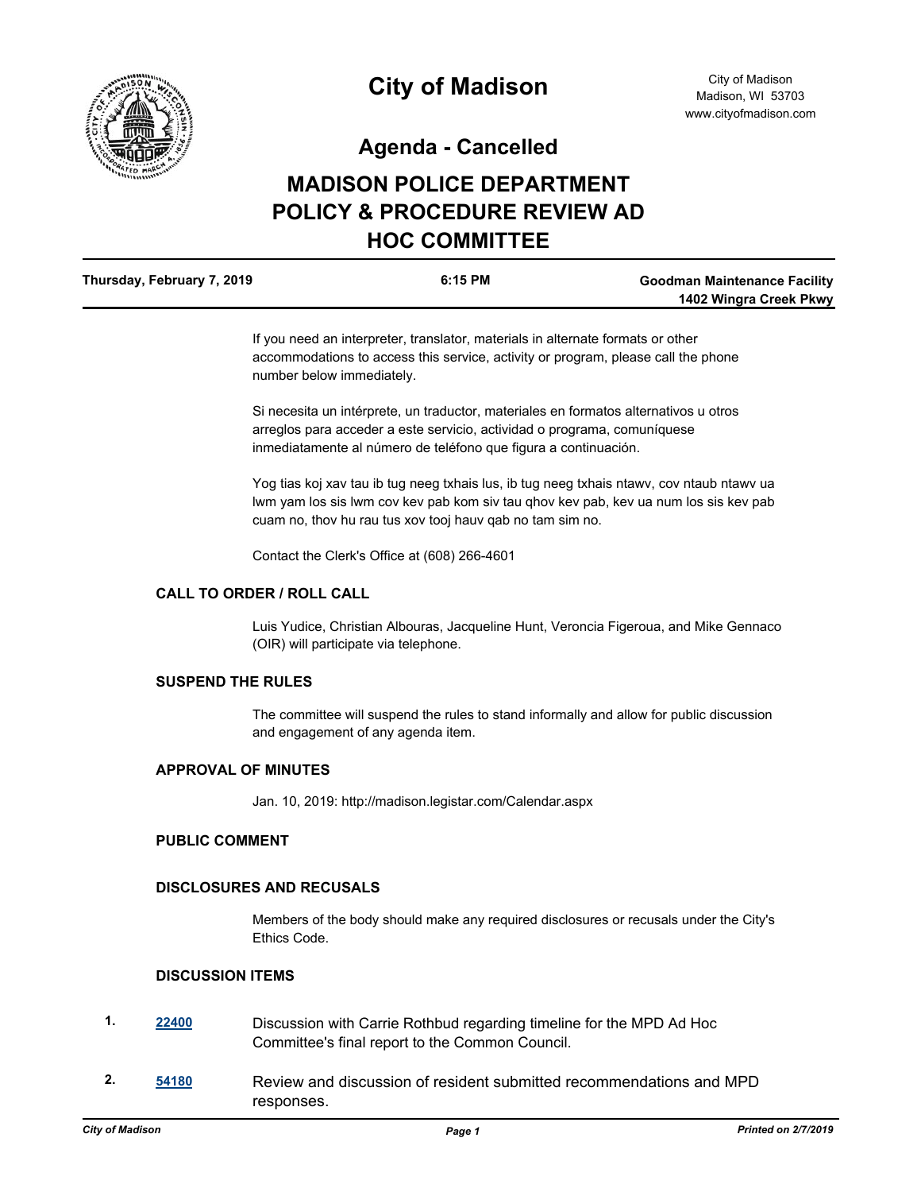# City of Madison

City of Madison
Madison, WI 53703
www.cityofmadison.com

## Agenda - Cancelled

# MADISON POLICE DEPARTMENT POLICY & PROCEDURE REVIEW AD HOC COMMITTEE

| Thursday, February 7, 2019 | 6:15 PM | Goodman Maintenance Facility<br>1402 Wingra Creek Pkwy |
|---|---|---|

If you need an interpreter, translator, materials in alternate formats or other accommodations to access this service, activity or program, please call the phone number below immediately.

Si necesita un intérprete, un traductor, materiales en formatos alternativos u otros arreglos para acceder a este servicio, actividad o programa, comuníquese inmediatamente al número de teléfono que figura a continuación.

Yog tias koj xav tau ib tug neeg txhais lus, ib tug neeg txhais ntawv, cov ntaub ntawv ua lwm yam los sis lwm cov kev pab kom siv tau qhov kev pab, kev ua num los sis kev pab cuam no, thov hu rau tus xov tooj hauv qab no tam sim no.

Contact the Clerk's Office at (608) 266-4601

### CALL TO ORDER / ROLL CALL

Luis Yudice, Christian Albouras, Jacqueline Hunt, Veroncia Figeroua, and Mike Gennaco (OIR) will participate via telephone.

### SUSPEND THE RULES

The committee will suspend the rules to stand informally and allow for public discussion and engagement of any agenda item.

### APPROVAL OF MINUTES

Jan. 10, 2019: http://madison.legistar.com/Calendar.aspx

### PUBLIC COMMENT

### DISCLOSURES AND RECUSALS

Members of the body should make any required disclosures or recusals under the City's Ethics Code.

### DISCUSSION ITEMS

1. **22400** Discussion with Carrie Rothbud regarding timeline for the MPD Ad Hoc Committee's final report to the Common Council.

2. **54180** Review and discussion of resident submitted recommendations and MPD responses.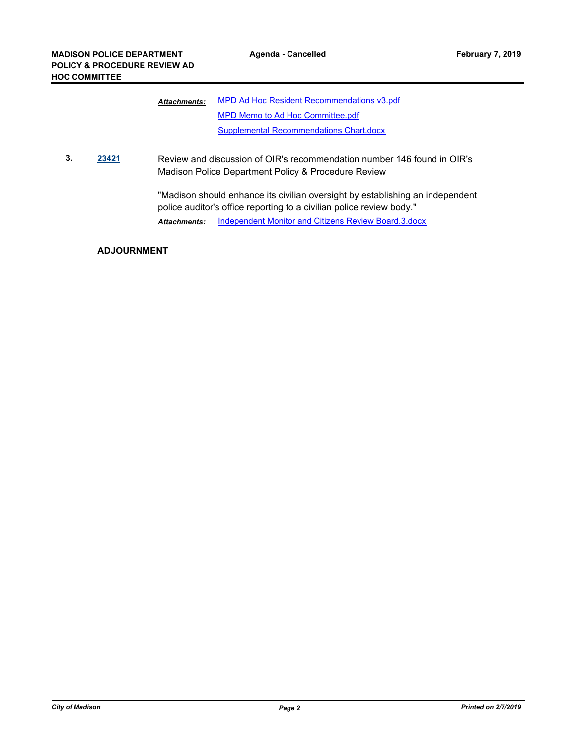*Attachments:* MPD Ad Hoc Resident Recommendations v3.pdf
MPD Memo to Ad Hoc Committee.pdf
Supplemental Recommendations Chart.docx

**3.** **23421** Review and discussion of OIR's recommendation number 146 found in OIR's Madison Police Department Policy & Procedure Review

"Madison should enhance its civilian oversight by establishing an independent police auditor's office reporting to a civilian police review body."

*Attachments:* Independent Monitor and Citizens Review Board.3.docx

**ADJOURNMENT**